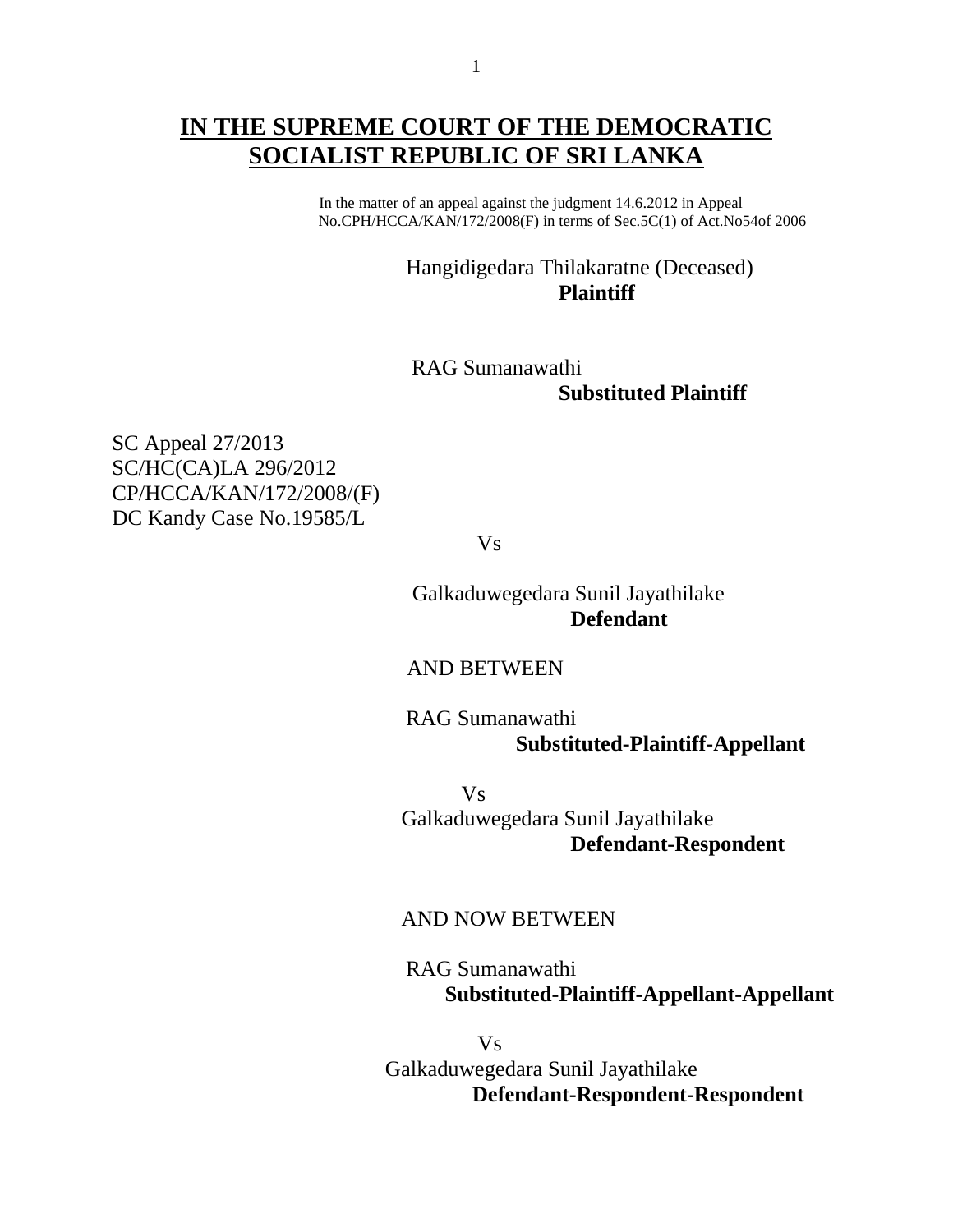# IN THE SUPREME COURT OF THE DEMOCRATIC SOCIALIST REPUBLIC OF SRI LANKA

In the matter of an appeal against the judgment 14.6.2012 in Appeal No.CPH/HCCA/KAN/172/2008(F) in terms of Sec.5C(1) of Act.No54of 2006

Hangidigedara Thilakaratne (Deceased)
**Plaintiff**

RAG Sumanawathi
**Substituted Plaintiff**

SC Appeal 27/2013
SC/HC(CA)LA 296/2012
CP/HCCA/KAN/172/2008/(F)
DC Kandy Case No.19585/L

Vs

Galkaduwegedara Sunil Jayathilake
**Defendant**

AND BETWEEN

RAG Sumanawathi
**Substituted-Plaintiff-Appellant**

Vs

Galkaduwegedara Sunil Jayathilake
**Defendant-Respondent**

AND NOW BETWEEN

RAG Sumanawathi
**Substituted-Plaintiff-Appellant-Appellant**

Vs

Galkaduwegedara Sunil Jayathilake
**Defendant-Respondent-Respondent**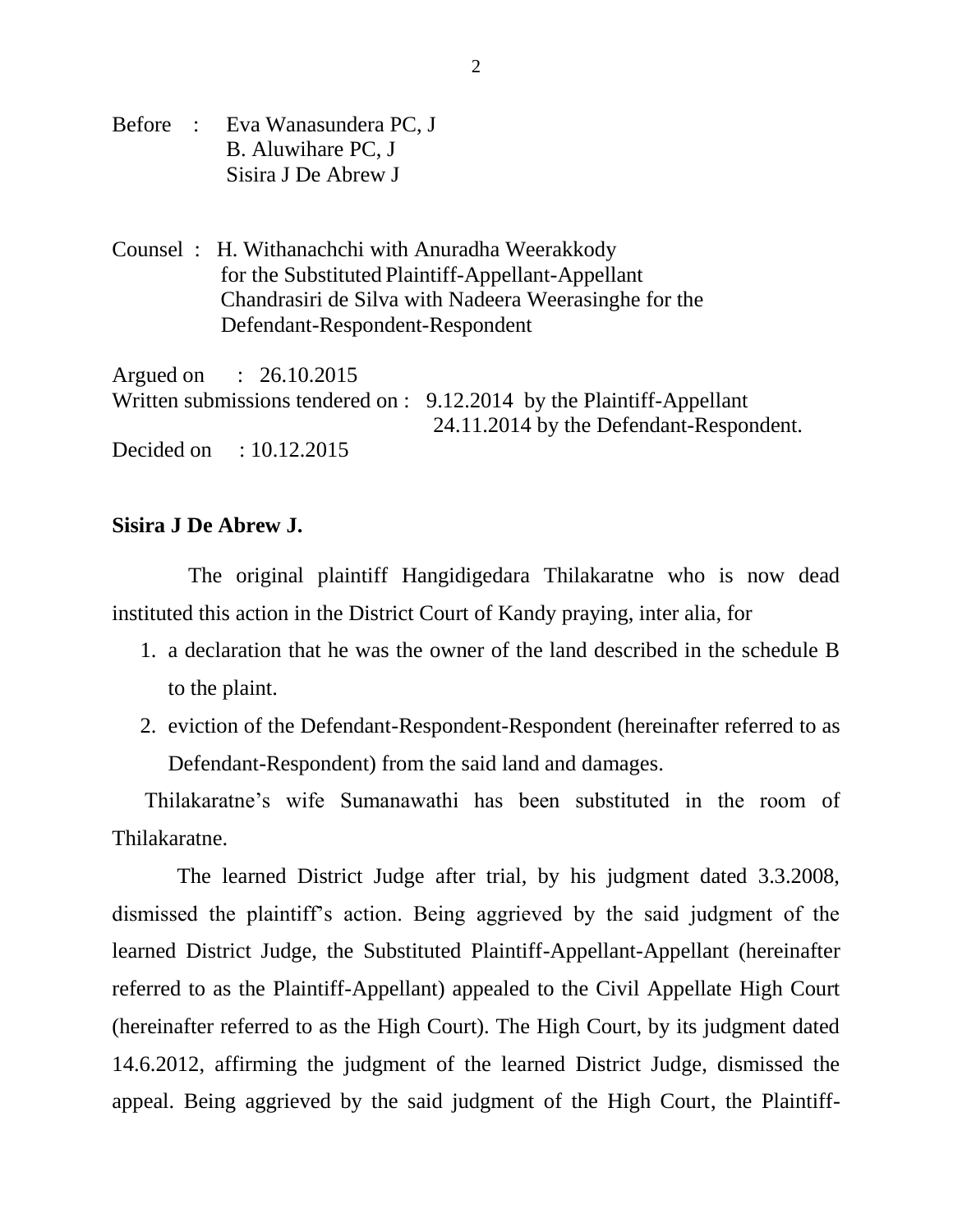Before : Eva Wanasundera PC, J
B. Aluwihare PC, J
Sisira J De Abrew J

Counsel : H. Withanachchi with Anuradha Weerakkody
for the Substituted Plaintiff-Appellant-Appellant
Chandrasiri de Silva with Nadeera Weerasinghe for the
Defendant-Respondent-Respondent

Argued on : 26.10.2015
Written submissions tendered on : 9.12.2014 by the Plaintiff-Appellant
24.11.2014 by the Defendant-Respondent.
Decided on : 10.12.2015

**Sisira J De Abrew J.**

The original plaintiff Hangidigedara Thilakaratne who is now dead instituted this action in the District Court of Kandy praying, inter alia, for

1. a declaration that he was the owner of the land described in the schedule B to the plaint.
2. eviction of the Defendant-Respondent-Respondent (hereinafter referred to as Defendant-Respondent) from the said land and damages.

Thilakaratne's wife Sumanawathi has been substituted in the room of Thilakaratne.

The learned District Judge after trial, by his judgment dated 3.3.2008, dismissed the plaintiff's action. Being aggrieved by the said judgment of the learned District Judge, the Substituted Plaintiff-Appellant-Appellant (hereinafter referred to as the Plaintiff-Appellant) appealed to the Civil Appellate High Court (hereinafter referred to as the High Court). The High Court, by its judgment dated 14.6.2012, affirming the judgment of the learned District Judge, dismissed the appeal. Being aggrieved by the said judgment of the High Court, the Plaintiff-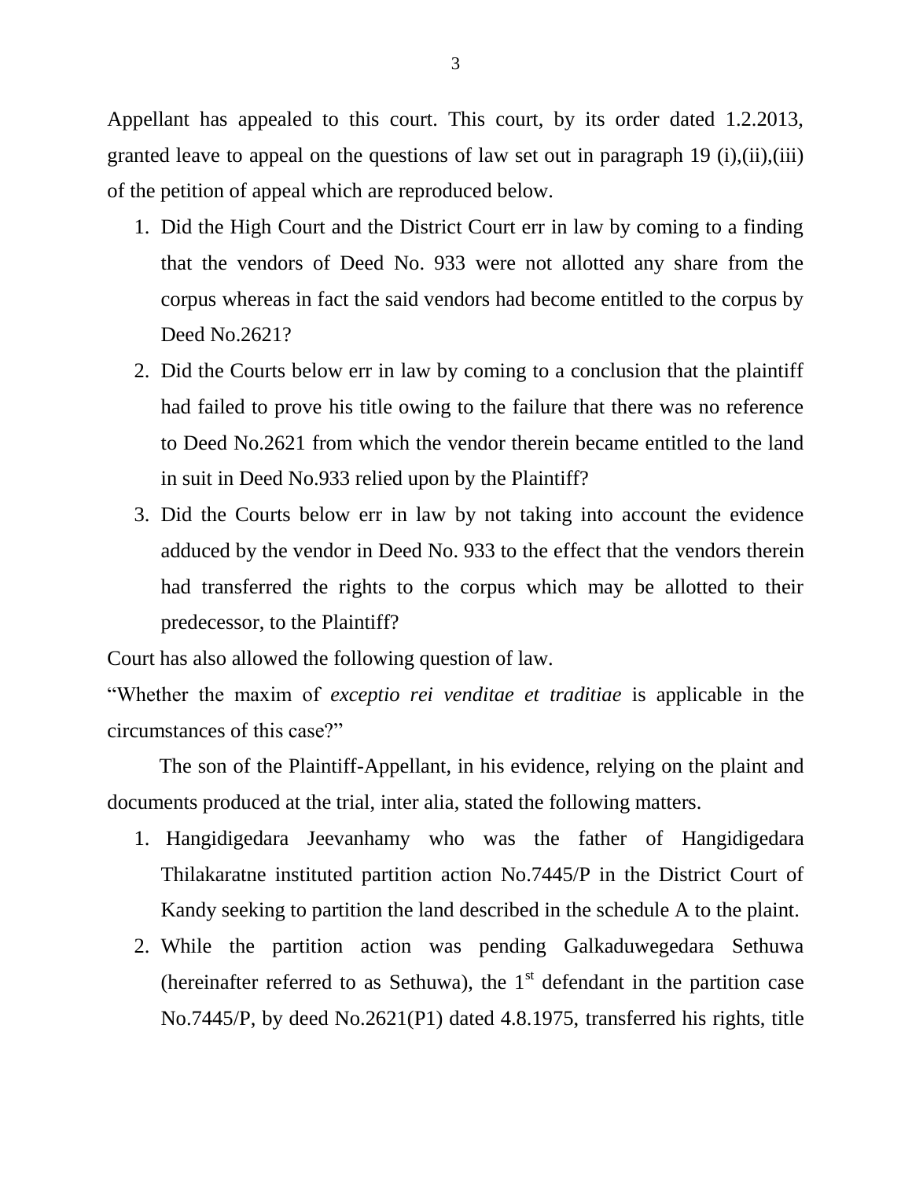Appellant has appealed to this court. This court, by its order dated 1.2.2013, granted leave to appeal on the questions of law set out in paragraph 19 (i),(ii),(iii) of the petition of appeal which are reproduced below.

1. Did the High Court and the District Court err in law by coming to a finding that the vendors of Deed No. 933 were not allotted any share from the corpus whereas in fact the said vendors had become entitled to the corpus by Deed No.2621?
2. Did the Courts below err in law by coming to a conclusion that the plaintiff had failed to prove his title owing to the failure that there was no reference to Deed No.2621 from which the vendor therein became entitled to the land in suit in Deed No.933 relied upon by the Plaintiff?
3. Did the Courts below err in law by not taking into account the evidence adduced by the vendor in Deed No. 933 to the effect that the vendors therein had transferred the rights to the corpus which may be allotted to their predecessor, to the Plaintiff?

Court has also allowed the following question of law.

"Whether the maxim of *exceptio rei venditae et traditiae* is applicable in the circumstances of this case?"

The son of the Plaintiff-Appellant, in his evidence, relying on the plaint and documents produced at the trial, inter alia, stated the following matters.

1. Hangidigedara Jeevanhamy who was the father of Hangidigedara Thilakaratne instituted partition action No.7445/P in the District Court of Kandy seeking to partition the land described in the schedule A to the plaint.
2. While the partition action was pending Galkaduwegedara Sethuwa (hereinafter referred to as Sethuwa), the 1st defendant in the partition case No.7445/P, by deed No.2621(P1) dated 4.8.1975, transferred his rights, title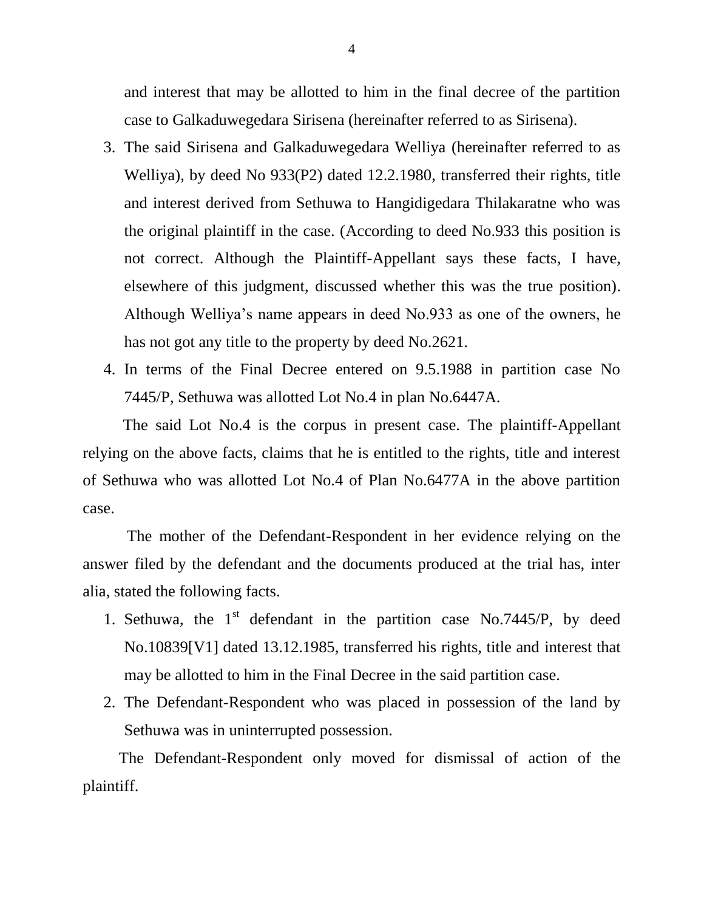and interest that may be allotted to him in the final decree of the partition case to Galkaduwegedara Sirisena (hereinafter referred to as Sirisena).

3. The said Sirisena and Galkaduwegedara Welliya (hereinafter referred to as Welliya), by deed No 933(P2) dated 12.2.1980, transferred their rights, title and interest derived from Sethuwa to Hangidigedara Thilakaratne who was the original plaintiff in the case. (According to deed No.933 this position is not correct. Although the Plaintiff-Appellant says these facts, I have, elsewhere of this judgment, discussed whether this was the true position). Although Welliya's name appears in deed No.933 as one of the owners, he has not got any title to the property by deed No.2621.
4. In terms of the Final Decree entered on 9.5.1988 in partition case No 7445/P, Sethuwa was allotted Lot No.4 in plan No.6447A.

The said Lot No.4 is the corpus in present case. The plaintiff-Appellant relying on the above facts, claims that he is entitled to the rights, title and interest of Sethuwa who was allotted Lot No.4 of Plan No.6477A in the above partition case.

The mother of the Defendant-Respondent in her evidence relying on the answer filed by the defendant and the documents produced at the trial has, inter alia, stated the following facts.

1. Sethuwa, the 1st defendant in the partition case No.7445/P, by deed No.10839[V1] dated 13.12.1985, transferred his rights, title and interest that may be allotted to him in the Final Decree in the said partition case.
2. The Defendant-Respondent who was placed in possession of the land by Sethuwa was in uninterrupted possession.

The Defendant-Respondent only moved for dismissal of action of the plaintiff.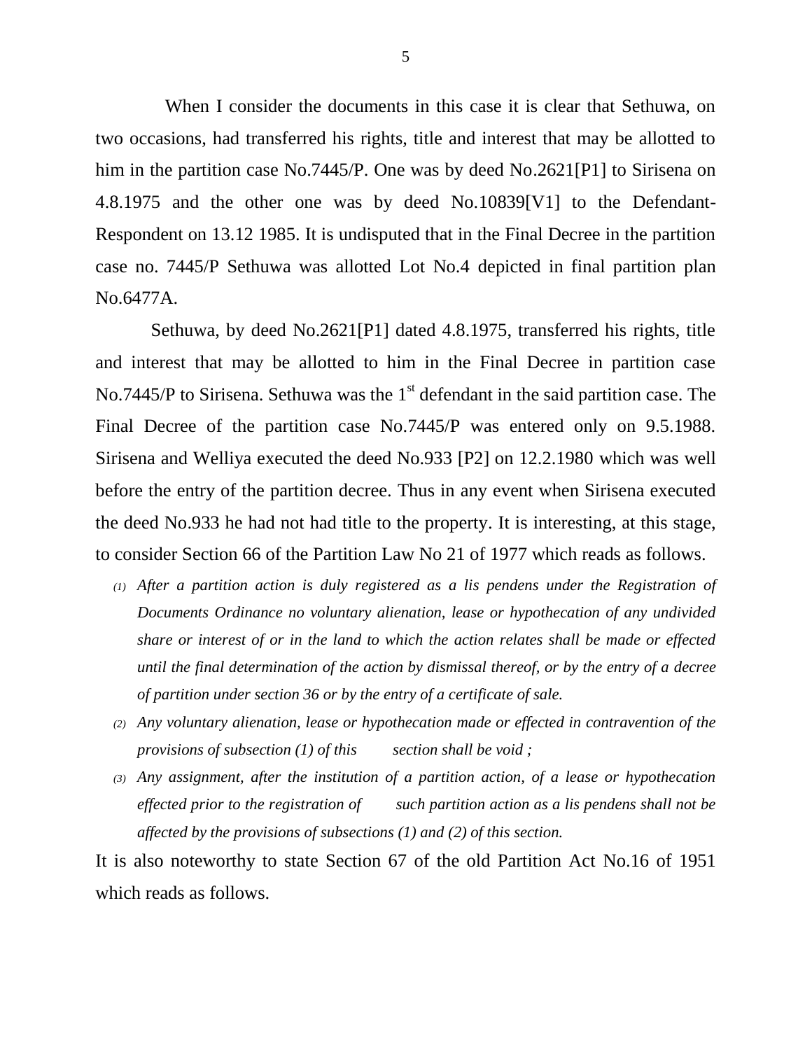When I consider the documents in this case it is clear that Sethuwa, on two occasions, had transferred his rights, title and interest that may be allotted to him in the partition case No.7445/P. One was by deed No.2621[P1] to Sirisena on 4.8.1975 and the other one was by deed No.10839[V1] to the Defendant-Respondent on 13.12 1985. It is undisputed that in the Final Decree in the partition case no. 7445/P Sethuwa was allotted Lot No.4 depicted in final partition plan No.6477A.

Sethuwa, by deed No.2621[P1] dated 4.8.1975, transferred his rights, title and interest that may be allotted to him in the Final Decree in partition case No.7445/P to Sirisena. Sethuwa was the 1st defendant in the said partition case. The Final Decree of the partition case No.7445/P was entered only on 9.5.1988. Sirisena and Welliya executed the deed No.933 [P2] on 12.2.1980 which was well before the entry of the partition decree. Thus in any event when Sirisena executed the deed No.933 he had not had title to the property. It is interesting, at this stage, to consider Section 66 of the Partition Law No 21 of 1977 which reads as follows.

*(1) After a partition action is duly registered as a lis pendens under the Registration of Documents Ordinance no voluntary alienation, lease or hypothecation of any undivided share or interest of or in the land to which the action relates shall be made or effected until the final determination of the action by dismissal thereof, or by the entry of a decree of partition under section 36 or by the entry of a certificate of sale.*

*(2) Any voluntary alienation, lease or hypothecation made or effected in contravention of the provisions of subsection (1) of this section shall be void ;*

*(3) Any assignment, after the institution of a partition action, of a lease or hypothecation effected prior to the registration of such partition action as a lis pendens shall not be affected by the provisions of subsections (1) and (2) of this section.*

It is also noteworthy to state Section 67 of the old Partition Act No.16 of 1951 which reads as follows.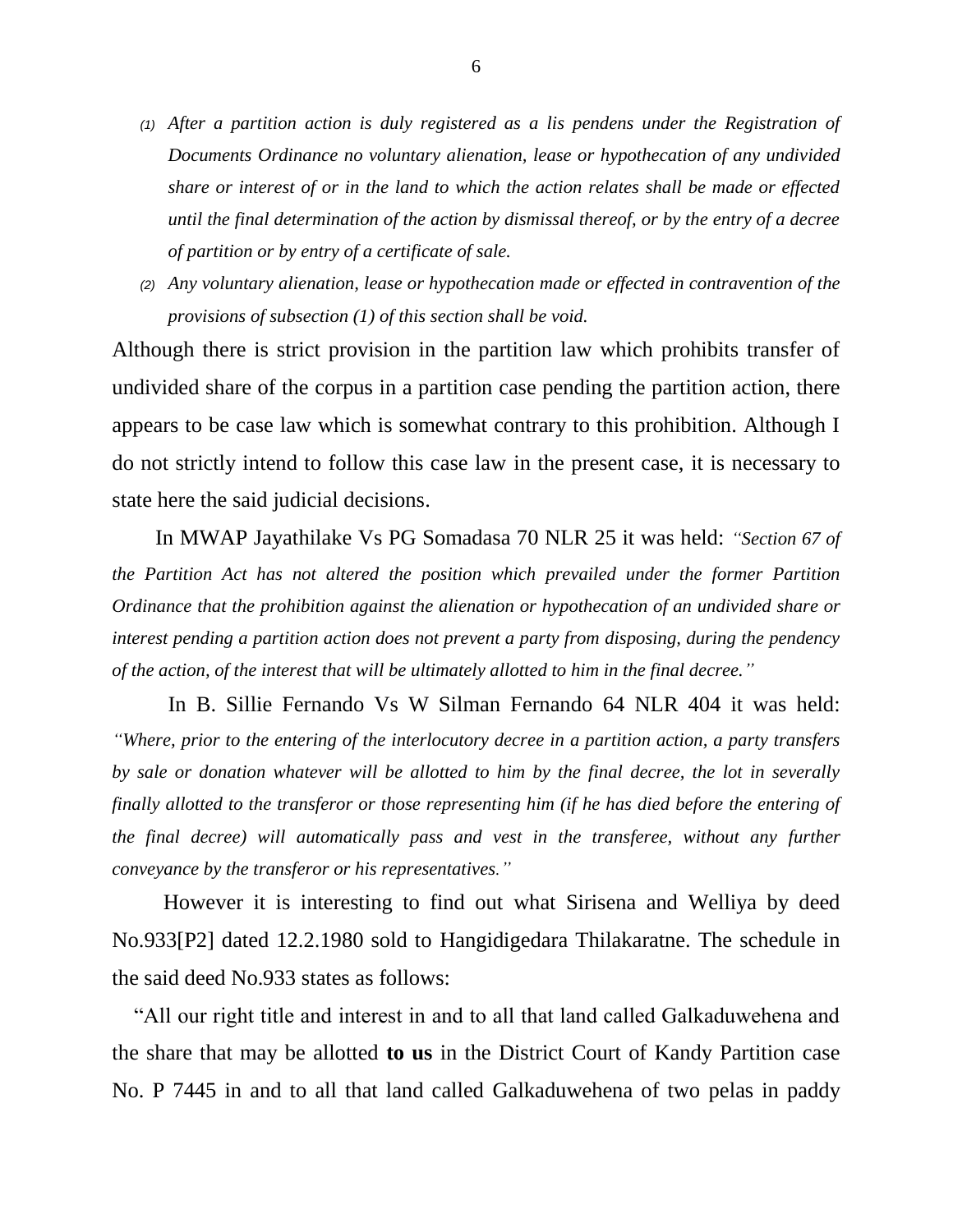*(1) After a partition action is duly registered as a lis pendens under the Registration of Documents Ordinance no voluntary alienation, lease or hypothecation of any undivided share or interest of or in the land to which the action relates shall be made or effected until the final determination of the action by dismissal thereof, or by the entry of a decree of partition or by entry of a certificate of sale.*

*(2) Any voluntary alienation, lease or hypothecation made or effected in contravention of the provisions of subsection (1) of this section shall be void.*

Although there is strict provision in the partition law which prohibits transfer of undivided share of the corpus in a partition case pending the partition action, there appears to be case law which is somewhat contrary to this prohibition. Although I do not strictly intend to follow this case law in the present case, it is necessary to state here the said judicial decisions.

In MWAP Jayathilake Vs PG Somadasa 70 NLR 25 it was held: *"Section 67 of the Partition Act has not altered the position which prevailed under the former Partition Ordinance that the prohibition against the alienation or hypothecation of an undivided share or interest pending a partition action does not prevent a party from disposing, during the pendency of the action, of the interest that will be ultimately allotted to him in the final decree."*

In B. Sillie Fernando Vs W Silman Fernando 64 NLR 404 it was held: *"Where, prior to the entering of the interlocutory decree in a partition action, a party transfers by sale or donation whatever will be allotted to him by the final decree, the lot in severally finally allotted to the transferor or those representing him (if he has died before the entering of the final decree) will automatically pass and vest in the transferee, without any further conveyance by the transferor or his representatives."*

However it is interesting to find out what Sirisena and Welliya by deed No.933[P2] dated 12.2.1980 sold to Hangidigedara Thilakaratne. The schedule in the said deed No.933 states as follows:

"All our right title and interest in and to all that land called Galkaduwehena and the share that may be allotted **to us** in the District Court of Kandy Partition case No. P 7445 in and to all that land called Galkaduwehena of two pelas in paddy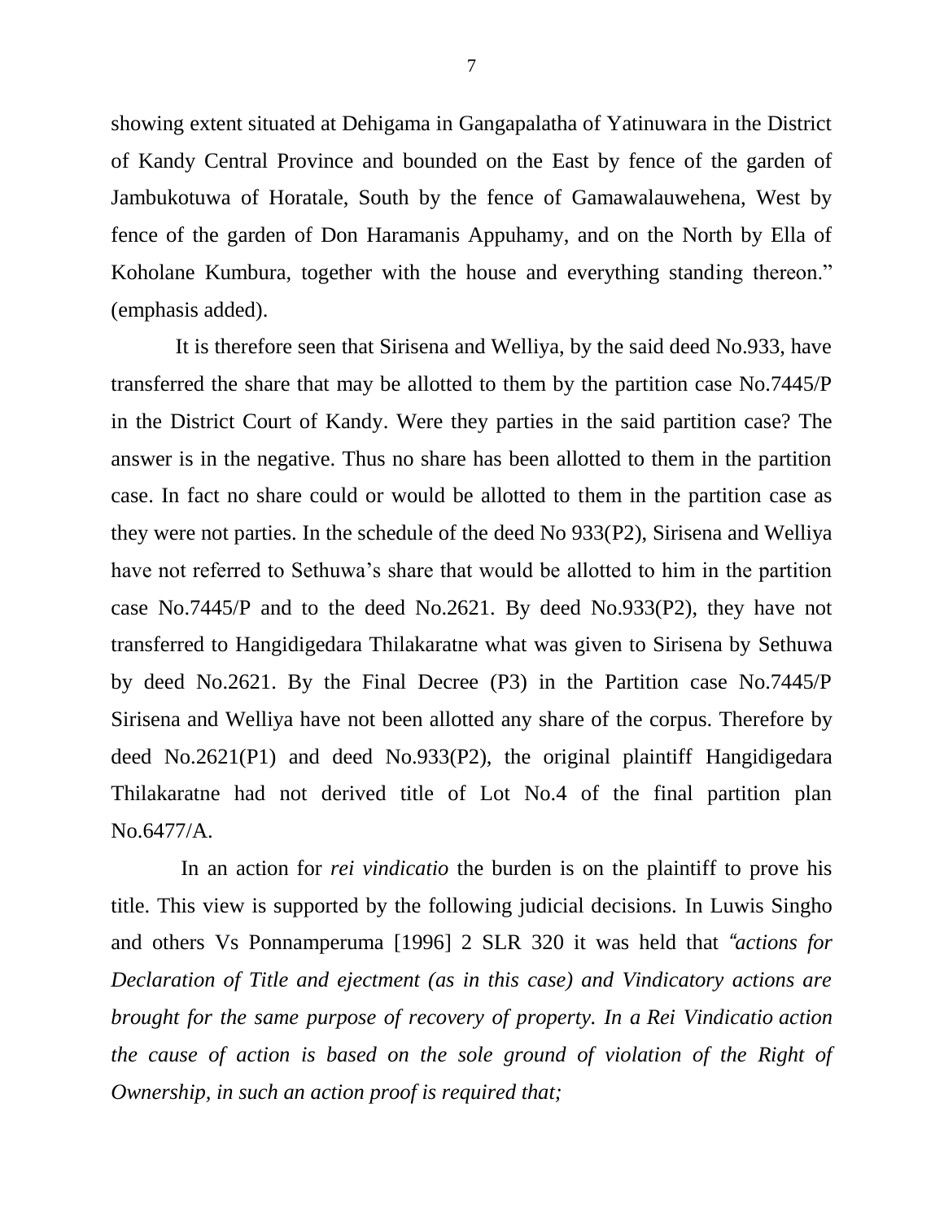showing extent situated at Dehigama in Gangapalatha of Yatinuwara in the District of Kandy Central Province and bounded on the East by fence of the garden of Jambukotuwa of Horatale, South by the fence of Gamawalauwehena, West by fence of the garden of Don Haramanis Appuhamy, and on the North by Ella of Koholane Kumbura, together with the house and everything standing thereon." (emphasis added).

It is therefore seen that Sirisena and Welliya, by the said deed No.933, have transferred the share that may be allotted to them by the partition case No.7445/P in the District Court of Kandy. Were they parties in the said partition case? The answer is in the negative. Thus no share has been allotted to them in the partition case. In fact no share could or would be allotted to them in the partition case as they were not parties. In the schedule of the deed No 933(P2), Sirisena and Welliya have not referred to Sethuwa's share that would be allotted to him in the partition case No.7445/P and to the deed No.2621. By deed No.933(P2), they have not transferred to Hangidigedara Thilakaratne what was given to Sirisena by Sethuwa by deed No.2621. By the Final Decree (P3) in the Partition case No.7445/P Sirisena and Welliya have not been allotted any share of the corpus. Therefore by deed No.2621(P1) and deed No.933(P2), the original plaintiff Hangidigedara Thilakaratne had not derived title of Lot No.4 of the final partition plan No.6477/A.

In an action for *rei vindicatio* the burden is on the plaintiff to prove his title. This view is supported by the following judicial decisions. In Luwis Singho and others Vs Ponnamperuma [1996] 2 SLR 320 it was held that "*actions for Declaration of Title and ejectment (as in this case) and Vindicatory actions are brought for the same purpose of recovery of property. In a Rei Vindicatio action the cause of action is based on the sole ground of violation of the Right of Ownership, in such an action proof is required that;*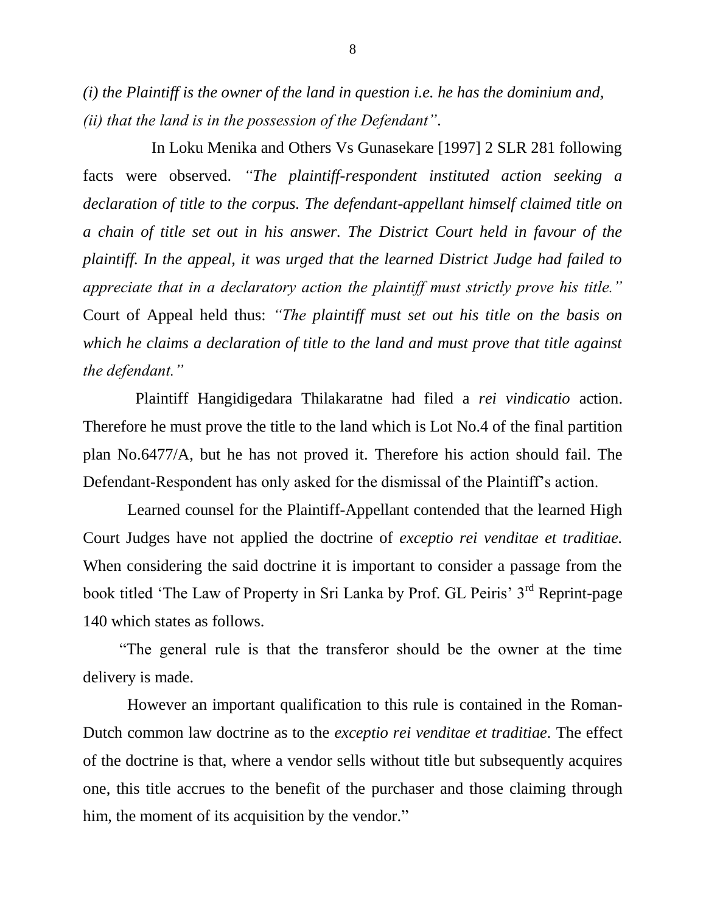*(i) the Plaintiff is the owner of the land in question i.e. he has the dominium and, (ii) that the land is in the possession of the Defendant".*

In Loku Menika and Others Vs Gunasekare [1997] 2 SLR 281 following facts were observed. *"The plaintiff-respondent instituted action seeking a declaration of title to the corpus. The defendant-appellant himself claimed title on a chain of title set out in his answer. The District Court held in favour of the plaintiff. In the appeal, it was urged that the learned District Judge had failed to appreciate that in a declaratory action the plaintiff must strictly prove his title."* Court of Appeal held thus: *"The plaintiff must set out his title on the basis on which he claims a declaration of title to the land and must prove that title against the defendant."*

Plaintiff Hangidigedara Thilakaratne had filed a *rei vindicatio* action. Therefore he must prove the title to the land which is Lot No.4 of the final partition plan No.6477/A, but he has not proved it. Therefore his action should fail. The Defendant-Respondent has only asked for the dismissal of the Plaintiff's action.

Learned counsel for the Plaintiff-Appellant contended that the learned High Court Judges have not applied the doctrine of *exceptio rei venditae et traditiae.* When considering the said doctrine it is important to consider a passage from the book titled 'The Law of Property in Sri Lanka by Prof. GL Peiris' 3rd Reprint-page 140 which states as follows.

"The general rule is that the transferor should be the owner at the time delivery is made.

However an important qualification to this rule is contained in the Roman-Dutch common law doctrine as to the *exceptio rei venditae et traditiae.* The effect of the doctrine is that, where a vendor sells without title but subsequently acquires one, this title accrues to the benefit of the purchaser and those claiming through him, the moment of its acquisition by the vendor."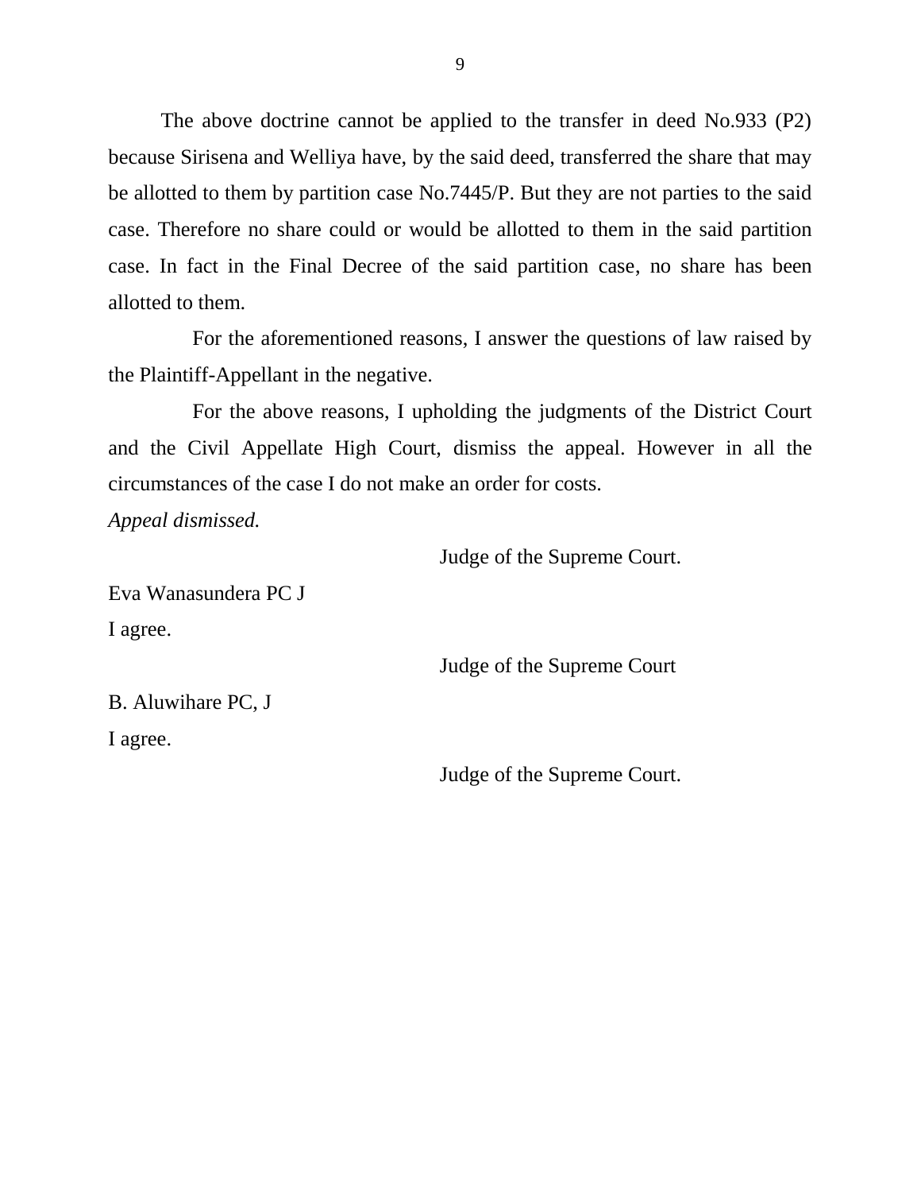The above doctrine cannot be applied to the transfer in deed No.933 (P2) because Sirisena and Welliya have, by the said deed, transferred the share that may be allotted to them by partition case No.7445/P. But they are not parties to the said case. Therefore no share could or would be allotted to them in the said partition case. In fact in the Final Decree of the said partition case, no share has been allotted to them.

For the aforementioned reasons, I answer the questions of law raised by the Plaintiff-Appellant in the negative.

For the above reasons, I upholding the judgments of the District Court and the Civil Appellate High Court, dismiss the appeal. However in all the circumstances of the case I do not make an order for costs.

*Appeal dismissed.*

Judge of the Supreme Court.

Eva Wanasundera PC J

I agree.

Judge of the Supreme Court

B. Aluwihare PC, J

I agree.

Judge of the Supreme Court.